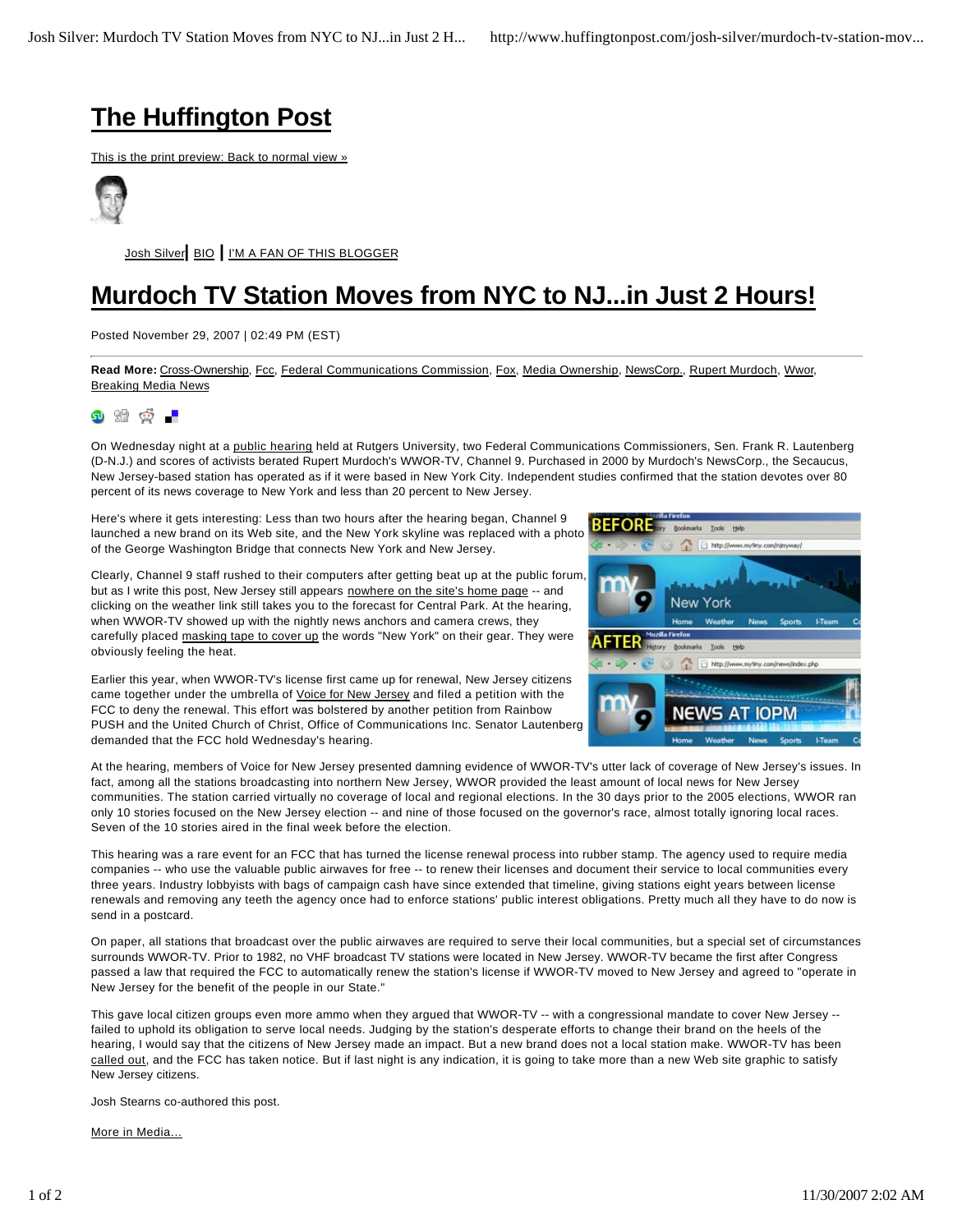# The Huffington Post

This is the print preview: Back to normal view »

Josh Silver | BIO | I'M A FAN OF THIS BLOGGER

# Murdoch TV Station Moves from NYC to NJ...in Just 2 Hours!

Posted November 29, 2007 | 02:49 PM (EST)

**Read More:** Cross-Ownership, Fcc, Federal Communications Commission, Fox, Media Ownership, NewsCorp., Rupert Murdoch, Wwor, Breaking Media News

On Wednesday night at a public hearing held at Rutgers University, two Federal Communications Commissioners, Sen. Frank R. Lautenberg (D-N.J.) and scores of activists berated Rupert Murdoch's WWOR-TV, Channel 9. Purchased in 2000 by Murdoch's NewsCorp., the Secaucus, New Jersey-based station has operated as if it were based in New York City. Independent studies confirmed that the station devotes over 80 percent of its news coverage to New York and less than 20 percent to New Jersey.

Here's where it gets interesting: Less than two hours after the hearing began, Channel 9 launched a new brand on its Web site, and the New York skyline was replaced with a photo of the George Washington Bridge that connects New York and New Jersey.

Clearly, Channel 9 staff rushed to their computers after getting beat up at the public forum, but as I write this post, New Jersey still appears nowhere on the site's home page -- and clicking on the weather link still takes you to the forecast for Central Park. At the hearing, when WWOR-TV showed up with the nightly news anchors and camera crews, they carefully placed masking tape to cover up the words "New York" on their gear. They were obviously feeling the heat.

Earlier this year, when WWOR-TV's license first came up for renewal, New Jersey citizens came together under the umbrella of Voice for New Jersey and filed a petition with the FCC to deny the renewal. This effort was bolstered by another petition from Rainbow PUSH and the United Church of Christ, Office of Communications Inc. Senator Lautenberg demanded that the FCC hold Wednesday's hearing.

At the hearing, members of Voice for New Jersey presented damning evidence of WWOR-TV's utter lack of coverage of New Jersey's issues. In fact, among all the stations broadcasting into northern New Jersey, WWOR provided the least amount of local news for New Jersey communities. The station carried virtually no coverage of local and regional elections. In the 30 days prior to the 2005 elections, WWOR ran only 10 stories focused on the New Jersey election -- and nine of those focused on the governor's race, almost totally ignoring local races. Seven of the 10 stories aired in the final week before the election.

This hearing was a rare event for an FCC that has turned the license renewal process into rubber stamp. The agency used to require media companies -- who use the valuable public airwaves for free -- to renew their licenses and document their service to local communities every three years. Industry lobbyists with bags of campaign cash have since extended that timeline, giving stations eight years between license renewals and removing any teeth the agency once had to enforce stations' public interest obligations. Pretty much all they have to do now is send in a postcard.

On paper, all stations that broadcast over the public airwaves are required to serve their local communities, but a special set of circumstances surrounds WWOR-TV. Prior to 1982, no VHF broadcast TV stations were located in New Jersey. WWOR-TV became the first after Congress passed a law that required the FCC to automatically renew the station's license if WWOR-TV moved to New Jersey and agreed to "operate in New Jersey for the benefit of the people in our State."

This gave local citizen groups even more ammo when they argued that WWOR-TV -- with a congressional mandate to cover New Jersey -- failed to uphold its obligation to serve local needs. Judging by the station's desperate efforts to change their brand on the heels of the hearing, I would say that the citizens of New Jersey made an impact. But a new brand does not a local station make. WWOR-TV has been called out, and the FCC has taken notice. But if last night is any indication, it is going to take more than a new Web site graphic to satisfy New Jersey citizens.

Josh Stearns co-authored this post.

More in Media...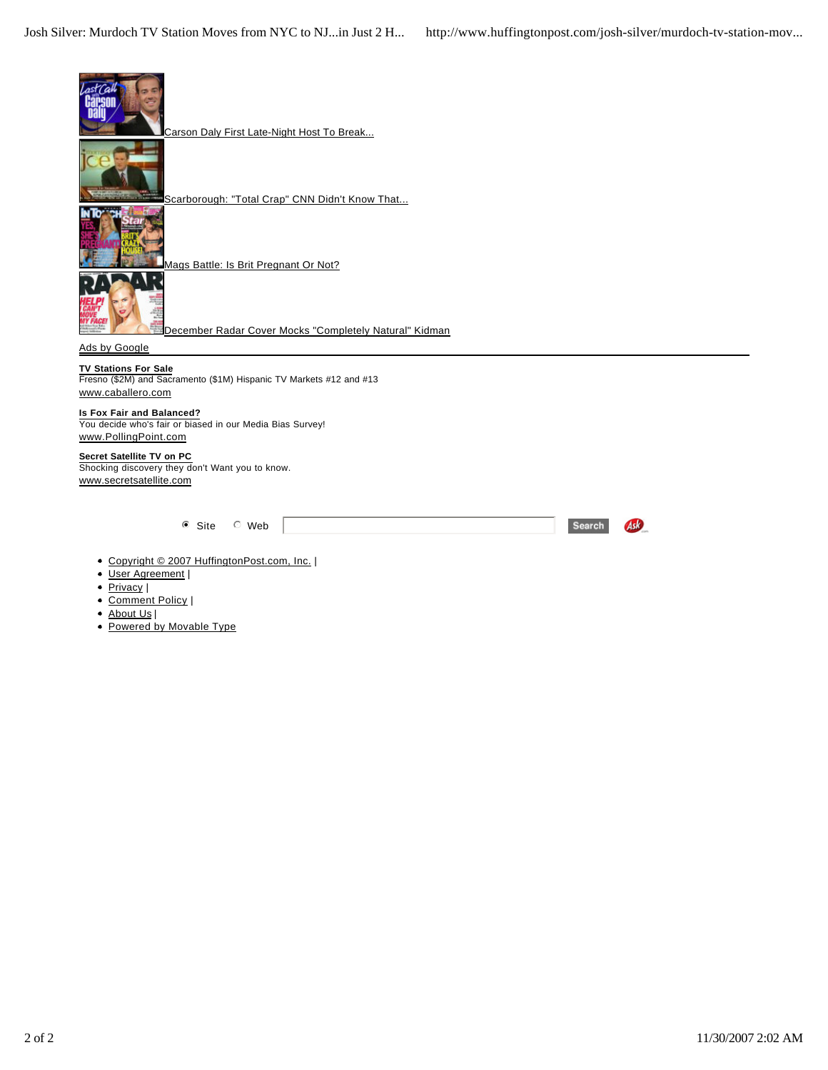Carson Daly First Late-Night Host To Break...

Scarborough: "Total Crap" CNN Didn't Know That...

Mags Battle: Is Brit Pregnant Or Not?

December Radar Cover Mocks "Completely Natural" Kidman

Ads by Google

**TV Stations For Sale**
Fresno ($2M) and Sacramento ($1M) Hispanic TV Markets #12 and #13
www.caballero.com

**Is Fox Fair and Balanced?**
You decide who's fair or biased in our Media Bias Survey!
www.PollingPoint.com

**Secret Satellite TV on PC**
Shocking discovery they don't Want you to know.
www.secretsatellite.com

Site Web Search

- Copyright © 2007 HuffingtonPost.com, Inc. |
- User Agreement |
- Privacy |
- Comment Policy |
- About Us |
- Powered by Movable Type